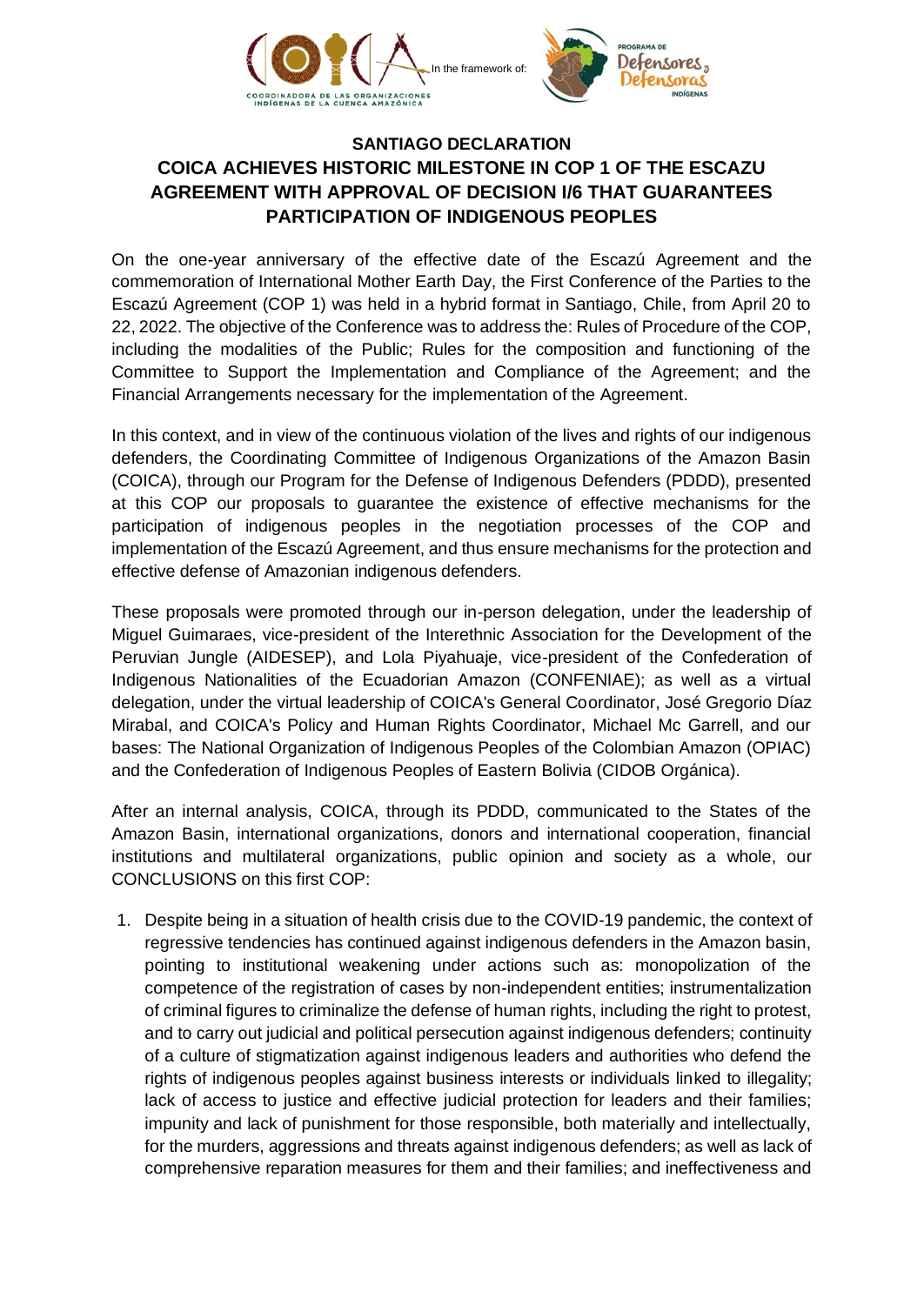In the framework of:

# SANTIAGO DECLARATION

## COICA ACHIEVES HISTORIC MILESTONE IN COP 1 OF THE ESCAZU AGREEMENT WITH APPROVAL OF DECISION I/6 THAT GUARANTEES PARTICIPATION OF INDIGENOUS PEOPLES

On the one-year anniversary of the effective date of the Escazú Agreement and the commemoration of International Mother Earth Day, the First Conference of the Parties to the Escazú Agreement (COP 1) was held in a hybrid format in Santiago, Chile, from April 20 to 22, 2022. The objective of the Conference was to address the: Rules of Procedure of the COP, including the modalities of the Public; Rules for the composition and functioning of the Committee to Support the Implementation and Compliance of the Agreement; and the Financial Arrangements necessary for the implementation of the Agreement.

In this context, and in view of the continuous violation of the lives and rights of our indigenous defenders, the Coordinating Committee of Indigenous Organizations of the Amazon Basin (COICA), through our Program for the Defense of Indigenous Defenders (PDDD), presented at this COP our proposals to guarantee the existence of effective mechanisms for the participation of indigenous peoples in the negotiation processes of the COP and implementation of the Escazú Agreement, and thus ensure mechanisms for the protection and effective defense of Amazonian indigenous defenders.

These proposals were promoted through our in-person delegation, under the leadership of Miguel Guimaraes, vice-president of the Interethnic Association for the Development of the Peruvian Jungle (AIDESEP), and Lola Piyahuaje, vice-president of the Confederation of Indigenous Nationalities of the Ecuadorian Amazon (CONFENIAE); as well as a virtual delegation, under the virtual leadership of COICA's General Coordinator, José Gregorio Díaz Mirabal, and COICA's Policy and Human Rights Coordinator, Michael Mc Garrell, and our bases: The National Organization of Indigenous Peoples of the Colombian Amazon (OPIAC) and the Confederation of Indigenous Peoples of Eastern Bolivia (CIDOB Orgánica).

After an internal analysis, COICA, through its PDDD, communicated to the States of the Amazon Basin, international organizations, donors and international cooperation, financial institutions and multilateral organizations, public opinion and society as a whole, our CONCLUSIONS on this first COP:

1. Despite being in a situation of health crisis due to the COVID-19 pandemic, the context of regressive tendencies has continued against indigenous defenders in the Amazon basin, pointing to institutional weakening under actions such as: monopolization of the competence of the registration of cases by non-independent entities; instrumentalization of criminal figures to criminalize the defense of human rights, including the right to protest, and to carry out judicial and political persecution against indigenous defenders; continuity of a culture of stigmatization against indigenous leaders and authorities who defend the rights of indigenous peoples against business interests or individuals linked to illegality; lack of access to justice and effective judicial protection for leaders and their families; impunity and lack of punishment for those responsible, both materially and intellectually, for the murders, aggressions and threats against indigenous defenders; as well as lack of comprehensive reparation measures for them and their families; and ineffectiveness and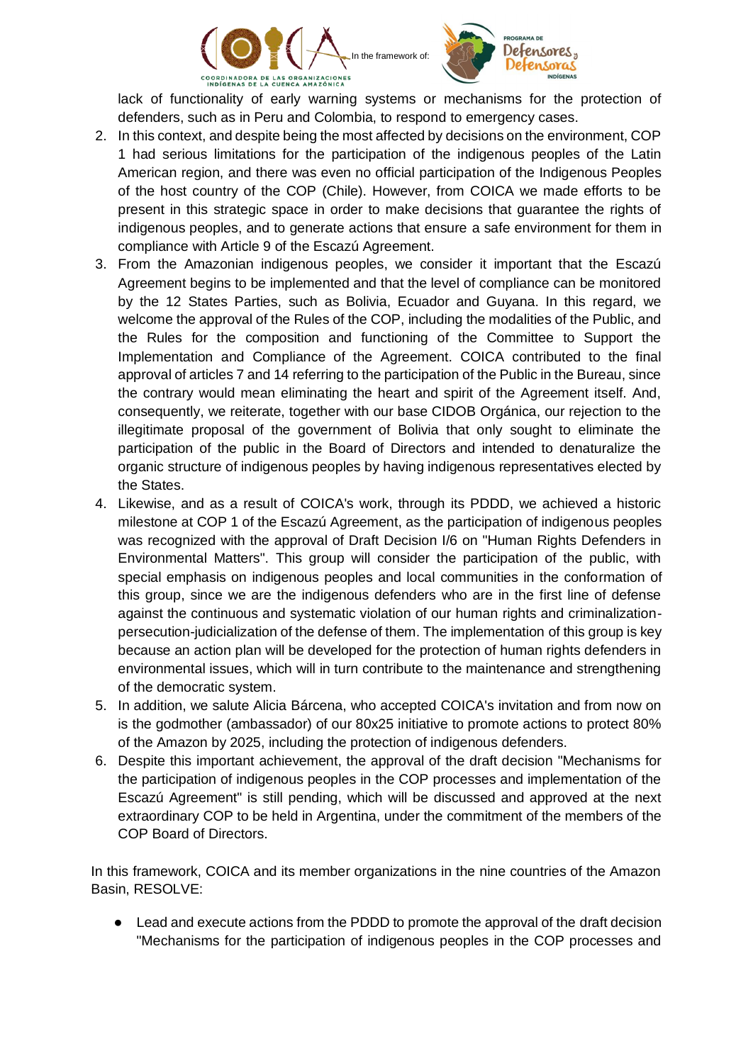lack of functionality of early warning systems or mechanisms for the protection of defenders, such as in Peru and Colombia, to respond to emergency cases.

2. In this context, and despite being the most affected by decisions on the environment, COP 1 had serious limitations for the participation of the indigenous peoples of the Latin American region, and there was even no official participation of the Indigenous Peoples of the host country of the COP (Chile). However, from COICA we made efforts to be present in this strategic space in order to make decisions that guarantee the rights of indigenous peoples, and to generate actions that ensure a safe environment for them in compliance with Article 9 of the Escazú Agreement.
3. From the Amazonian indigenous peoples, we consider it important that the Escazú Agreement begins to be implemented and that the level of compliance can be monitored by the 12 States Parties, such as Bolivia, Ecuador and Guyana. In this regard, we welcome the approval of the Rules of the COP, including the modalities of the Public, and the Rules for the composition and functioning of the Committee to Support the Implementation and Compliance of the Agreement. COICA contributed to the final approval of articles 7 and 14 referring to the participation of the Public in the Bureau, since the contrary would mean eliminating the heart and spirit of the Agreement itself. And, consequently, we reiterate, together with our base CIDOB Orgánica, our rejection to the illegitimate proposal of the government of Bolivia that only sought to eliminate the participation of the public in the Board of Directors and intended to denaturalize the organic structure of indigenous peoples by having indigenous representatives elected by the States.
4. Likewise, and as a result of COICA's work, through its PDDD, we achieved a historic milestone at COP 1 of the Escazú Agreement, as the participation of indigenous peoples was recognized with the approval of Draft Decision I/6 on "Human Rights Defenders in Environmental Matters". This group will consider the participation of the public, with special emphasis on indigenous peoples and local communities in the conformation of this group, since we are the indigenous defenders who are in the first line of defense against the continuous and systematic violation of our human rights and criminalization-persecution-judicialization of the defense of them. The implementation of this group is key because an action plan will be developed for the protection of human rights defenders in environmental issues, which will in turn contribute to the maintenance and strengthening of the democratic system.
5. In addition, we salute Alicia Bárcena, who accepted COICA's invitation and from now on is the godmother (ambassador) of our 80x25 initiative to promote actions to protect 80% of the Amazon by 2025, including the protection of indigenous defenders.
6. Despite this important achievement, the approval of the draft decision "Mechanisms for the participation of indigenous peoples in the COP processes and implementation of the Escazú Agreement" is still pending, which will be discussed and approved at the next extraordinary COP to be held in Argentina, under the commitment of the members of the COP Board of Directors.

In this framework, COICA and its member organizations in the nine countries of the Amazon Basin, RESOLVE:

- Lead and execute actions from the PDDD to promote the approval of the draft decision "Mechanisms for the participation of indigenous peoples in the COP processes and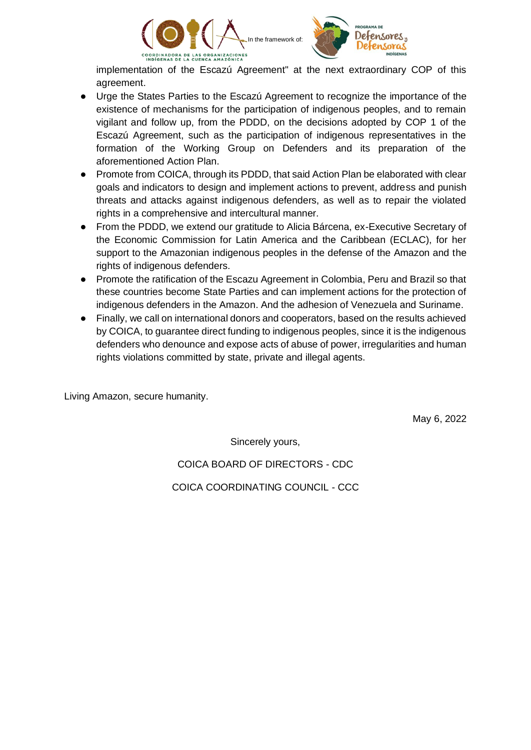implementation of the Escazú Agreement" at the next extraordinary COP of this agreement.

- Urge the States Parties to the Escazú Agreement to recognize the importance of the existence of mechanisms for the participation of indigenous peoples, and to remain vigilant and follow up, from the PDDD, on the decisions adopted by COP 1 of the Escazú Agreement, such as the participation of indigenous representatives in the formation of the Working Group on Defenders and its preparation of the aforementioned Action Plan.
- Promote from COICA, through its PDDD, that said Action Plan be elaborated with clear goals and indicators to design and implement actions to prevent, address and punish threats and attacks against indigenous defenders, as well as to repair the violated rights in a comprehensive and intercultural manner.
- From the PDDD, we extend our gratitude to Alicia Bárcena, ex-Executive Secretary of the Economic Commission for Latin America and the Caribbean (ECLAC), for her support to the Amazonian indigenous peoples in the defense of the Amazon and the rights of indigenous defenders.
- Promote the ratification of the Escazu Agreement in Colombia, Peru and Brazil so that these countries become State Parties and can implement actions for the protection of indigenous defenders in the Amazon. And the adhesion of Venezuela and Suriname.
- Finally, we call on international donors and cooperators, based on the results achieved by COICA, to guarantee direct funding to indigenous peoples, since it is the indigenous defenders who denounce and expose acts of abuse of power, irregularities and human rights violations committed by state, private and illegal agents.

Living Amazon, secure humanity.

May 6, 2022

Sincerely yours,

COICA BOARD OF DIRECTORS - CDC

COICA COORDINATING COUNCIL - CCC